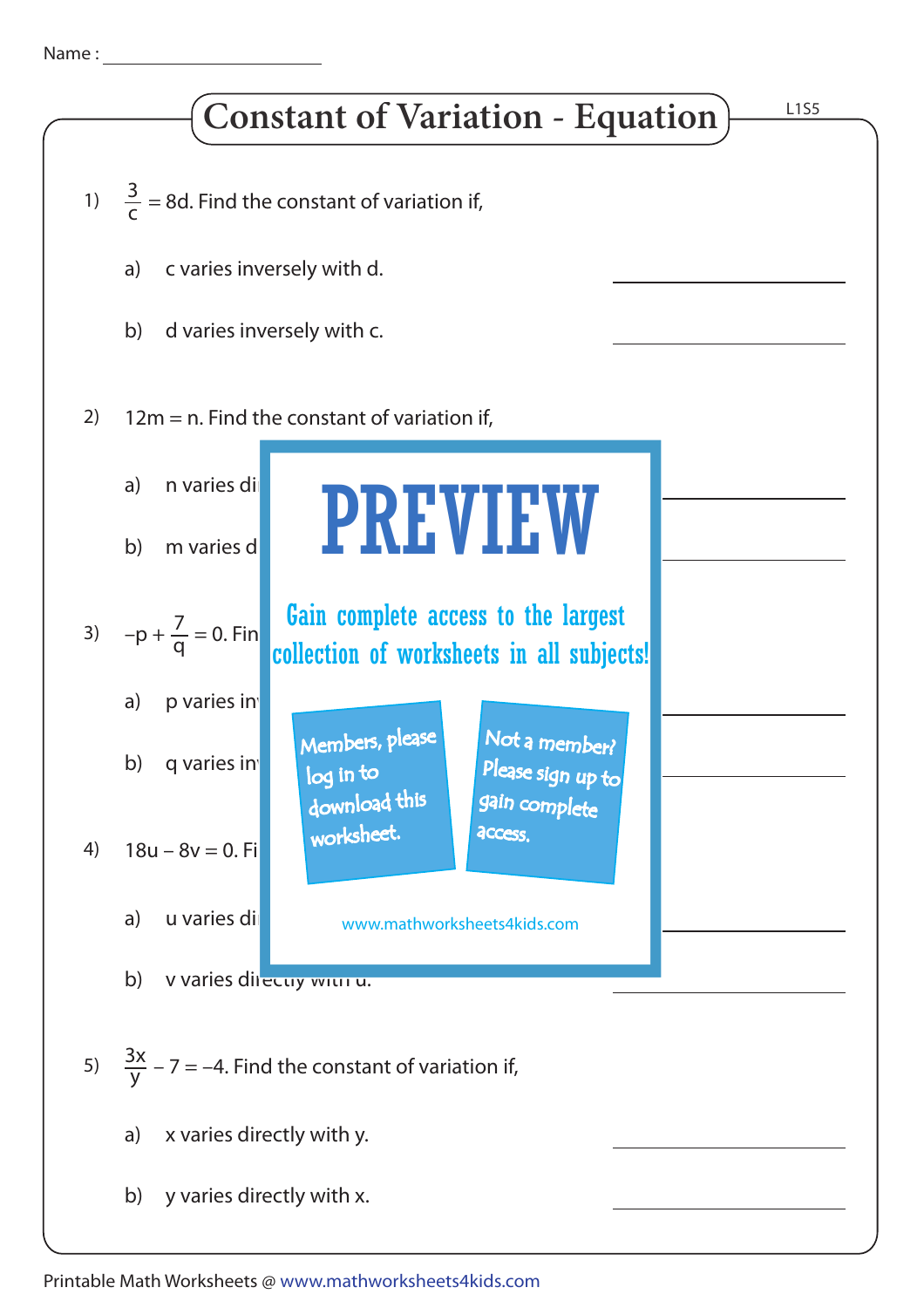Name :

# Constant of Variation - Equation

L1S5

1) $\frac{3}{c} = 8d$. Find the constant of variation if,

   a) c varies inversely with d.

   b) d varies inversely with c.

2) $12m = n$. Find the constant of variation if,

   a) n varies di

   b) m varies d

3) $-p + \frac{7}{q} = 0$. Fin

   a) p varies in

   b) q varies in

4) $18u - 8v = 0$. Fi

   a) u varies di

   b) v varies directly with u.

PREVIEW

Gain complete access to the largest collection of worksheets in all subjects!

Members, please log in to download this worksheet.

Not a member? Please sign up to gain complete access.

www.mathworksheets4kids.com

5) $\frac{3x}{y} - 7 = -4$. Find the constant of variation if,

   a) x varies directly with y.

   b) y varies directly with x.

Printable Math Worksheets @ www.mathworksheets4kids.com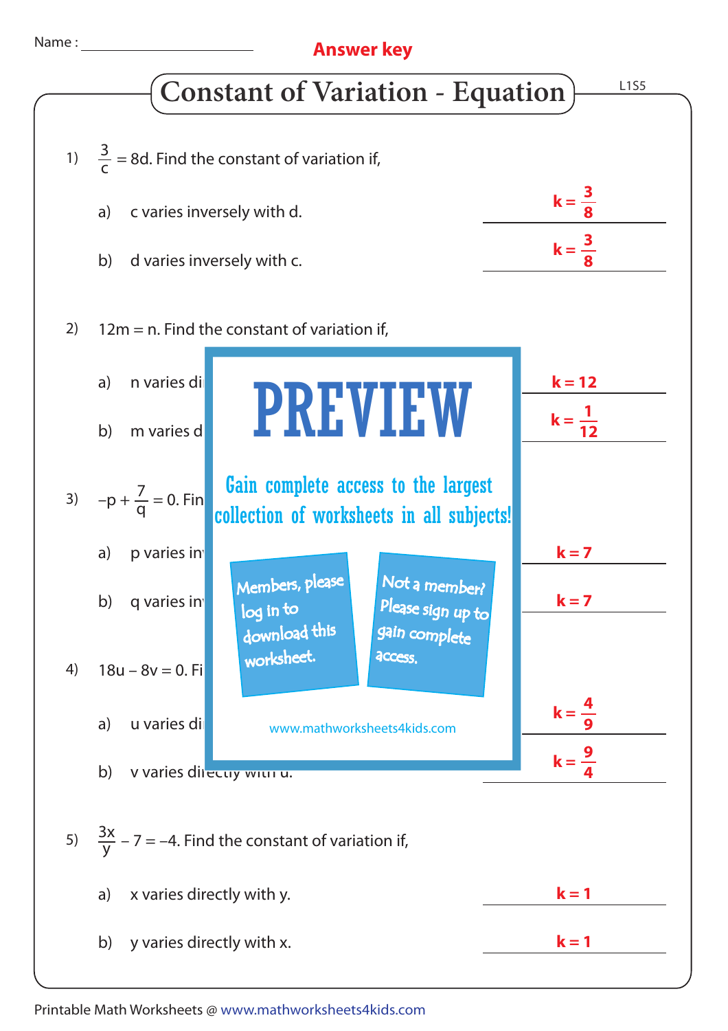Name : ____________________

**Answer key**

# Constant of Variation - Equation

L1S5

1) $\frac{3}{c} = 8d$. Find the constant of variation if,

a) c varies inversely with d. **$k = \frac{3}{8}$**

b) d varies inversely with c. **$k = \frac{3}{8}$**

2) $12m = n$. Find the constant of variation if,

a) n varies di **$k = 12$**

b) m varies d **$k = \frac{1}{12}$**

3) $-p + \frac{7}{q} = 0$. Fin

a) p varies in **$k = 7$**

b) q varies in **$k = 7$**

4) $18u - 8v = 0$. Fi

a) u varies di **$k = \frac{4}{9}$**

b) v varies directly with u. **$k = \frac{9}{4}$**

PREVIEW

Gain complete access to the largest collection of worksheets in all subjects!

Members, please log in to download this worksheet.

Not a member? Please sign up to gain complete access.

www.mathworksheets4kids.com

5) $\frac{3x}{y} - 7 = -4$. Find the constant of variation if,

a) x varies directly with y. **$k = 1$**

b) y varies directly with x. **$k = 1$**

Printable Math Worksheets @ www.mathworksheets4kids.com